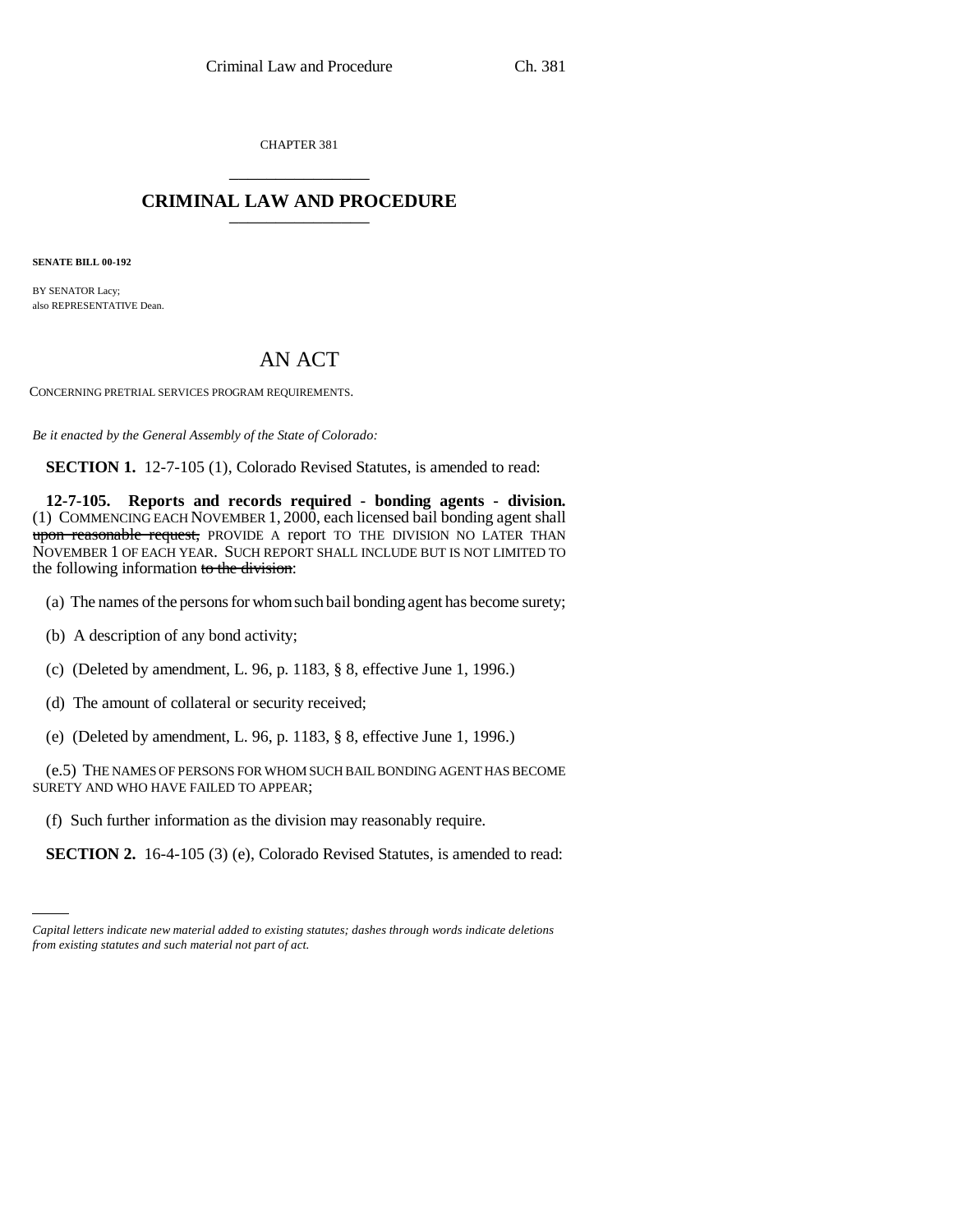CHAPTER 381

## CRIMINAL LAW AND PROCEDURE

**SENATE BILL 00-192**

BY SENATOR Lacy;
also REPRESENTATIVE Dean.

# AN ACT

CONCERNING PRETRIAL SERVICES PROGRAM REQUIREMENTS.

*Be it enacted by the General Assembly of the State of Colorado:*

**SECTION 1.** 12-7-105 (1), Colorado Revised Statutes, is amended to read:

**12-7-105. Reports and records required - bonding agents - division.** (1) COMMENCING EACH NOVEMBER 1, 2000, each licensed bail bonding agent shall ~~upon reasonable request,~~ PROVIDE A report TO THE DIVISION NO LATER THAN NOVEMBER 1 OF EACH YEAR. SUCH REPORT SHALL INCLUDE BUT IS NOT LIMITED TO the following information ~~to the division~~:

(a) The names of the persons for whom such bail bonding agent has become surety;

(b) A description of any bond activity;

(c) (Deleted by amendment, L. 96, p. 1183, § 8, effective June 1, 1996.)

(d) The amount of collateral or security received;

(e) (Deleted by amendment, L. 96, p. 1183, § 8, effective June 1, 1996.)

(e.5) THE NAMES OF PERSONS FOR WHOM SUCH BAIL BONDING AGENT HAS BECOME SURETY AND WHO HAVE FAILED TO APPEAR;

(f) Such further information as the division may reasonably require.

**SECTION 2.** 16-4-105 (3) (e), Colorado Revised Statutes, is amended to read:

*Capital letters indicate new material added to existing statutes; dashes through words indicate deletions from existing statutes and such material not part of act.*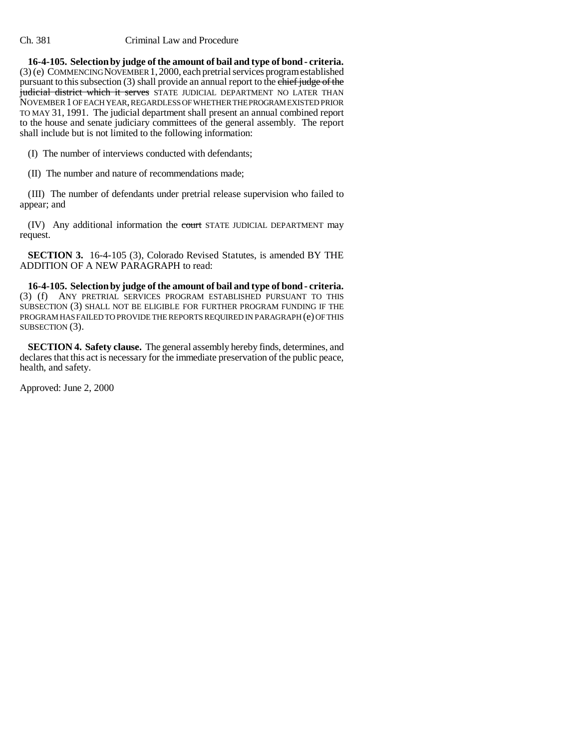**16-4-105. Selection by judge of the amount of bail and type of bond - criteria.** (3) (e) COMMENCING NOVEMBER 1, 2000, each pretrial services program established pursuant to this subsection (3) shall provide an annual report to the ~~chief judge of the judicial district which it serves~~ STATE JUDICIAL DEPARTMENT NO LATER THAN NOVEMBER 1 OF EACH YEAR, REGARDLESS OF WHETHER THE PROGRAM EXISTED PRIOR TO MAY 31, 1991. The judicial department shall present an annual combined report to the house and senate judiciary committees of the general assembly. The report shall include but is not limited to the following information:

(I) The number of interviews conducted with defendants;

(II) The number and nature of recommendations made;

(III) The number of defendants under pretrial release supervision who failed to appear; and

(IV) Any additional information the ~~court~~ STATE JUDICIAL DEPARTMENT may request.

**SECTION 3.** 16-4-105 (3), Colorado Revised Statutes, is amended BY THE ADDITION OF A NEW PARAGRAPH to read:

**16-4-105. Selection by judge of the amount of bail and type of bond - criteria.** (3) (f) ANY PRETRIAL SERVICES PROGRAM ESTABLISHED PURSUANT TO THIS SUBSECTION (3) SHALL NOT BE ELIGIBLE FOR FURTHER PROGRAM FUNDING IF THE PROGRAM HAS FAILED TO PROVIDE THE REPORTS REQUIRED IN PARAGRAPH (e) OF THIS SUBSECTION (3).

**SECTION 4. Safety clause.** The general assembly hereby finds, determines, and declares that this act is necessary for the immediate preservation of the public peace, health, and safety.

Approved: June 2, 2000